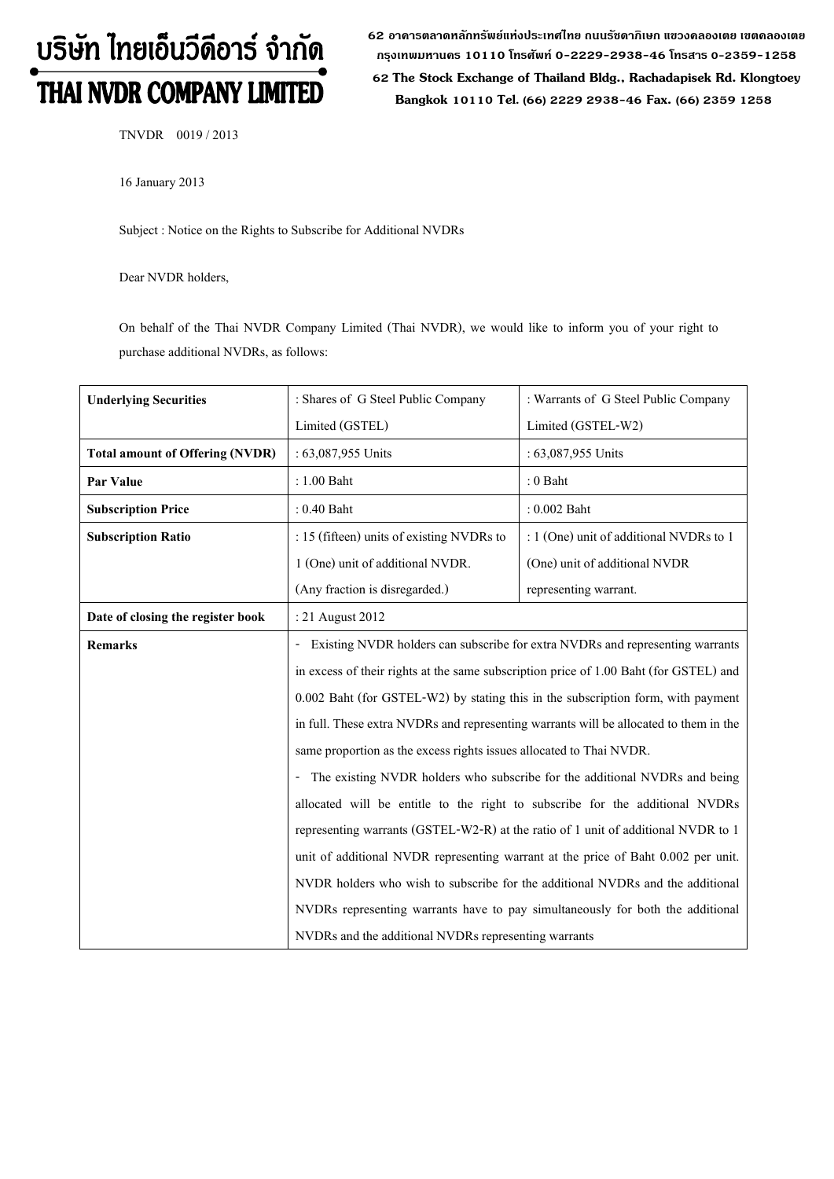# บริษัท ไทยเอ็นวีดีอาร์ จำกัด
# THAI NVDR COMPANY LIMITED

62 อาคารตลาดหลักทรัพย์แห่งประเทศไทย ถนนรัชดาภิเษก แขวงคลองเตย เขตคลองเตย กรุงเทพมหานคร 10110 โทรศัพท์ 0-2229-2938-46 โทรสาร 0-2359-1258

62 The Stock Exchange of Thailand Bldg., Rachadapisek Rd. Klongtoey Bangkok 10110 Tel. (66) 2229 2938-46 Fax. (66) 2359 1258

TNVDR 0019 / 2013

16 January 2013

Subject : Notice on the Rights to Subscribe for Additional NVDRs

Dear NVDR holders,

On behalf of the Thai NVDR Company Limited (Thai NVDR), we would like to inform you of your right to purchase additional NVDRs, as follows:

| | | |
|---|---|---|
| **Underlying Securities** | : Shares of G Steel Public Company Limited (GSTEL) | : Warrants of G Steel Public Company Limited (GSTEL-W2) |
| **Total amount of Offering (NVDR)** | : 63,087,955 Units | : 63,087,955 Units |
| **Par Value** | : 1.00 Baht | : 0 Baht |
| **Subscription Price** | : 0.40 Baht | : 0.002 Baht |
| **Subscription Ratio** | : 15 (fifteen) units of existing NVDRs to 1 (One) unit of additional NVDR. (Any fraction is disregarded.) | : 1 (One) unit of additional NVDRs to 1 (One) unit of additional NVDR representing warrant. |
| **Date of closing the register book** | : 21 August 2012 | |
| **Remarks** | - Existing NVDR holders can subscribe for extra NVDRs and representing warrants in excess of their rights at the same subscription price of 1.00 Baht (for GSTEL) and 0.002 Baht (for GSTEL-W2) by stating this in the subscription form, with payment in full. These extra NVDRs and representing warrants will be allocated to them in the same proportion as the excess rights issues allocated to Thai NVDR.<br>- The existing NVDR holders who subscribe for the additional NVDRs and being allocated will be entitle to the right to subscribe for the additional NVDRs representing warrants (GSTEL-W2-R) at the ratio of 1 unit of additional NVDR to 1 unit of additional NVDR representing warrant at the price of Baht 0.002 per unit. NVDR holders who wish to subscribe for the additional NVDRs and the additional NVDRs representing warrants have to pay simultaneously for both the additional NVDRs and the additional NVDRs representing warrants | |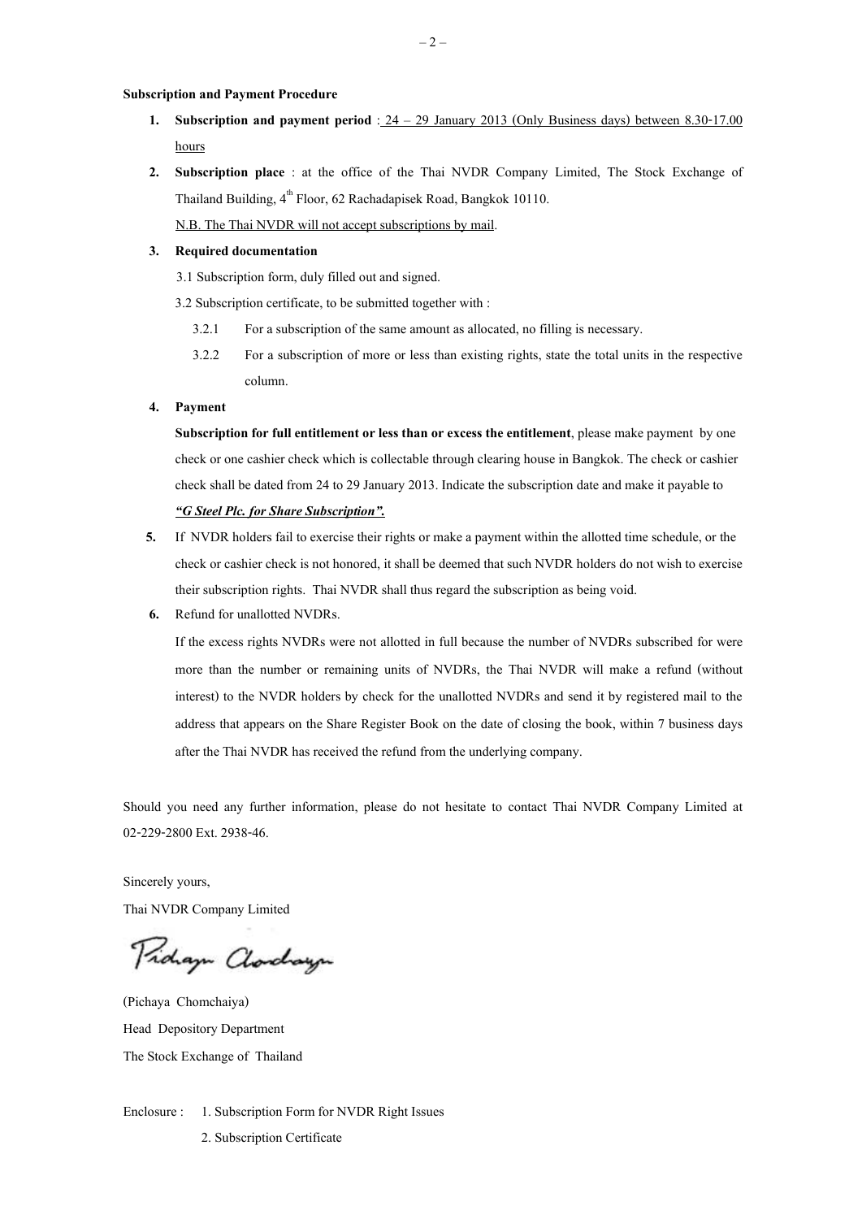**Subscription and Payment Procedure**

1. **Subscription and payment period** : 24 – 29 January 2013 (Only Business days) between 8.30-17.00 hours
2. **Subscription place** : at the office of the Thai NVDR Company Limited, The Stock Exchange of Thailand Building, 4th Floor, 62 Rachadapisek Road, Bangkok 10110.

   N.B. The Thai NVDR will not accept subscriptions by mail.
3. **Required documentation**

   3.1 Subscription form, duly filled out and signed.

   3.2 Subscription certificate, to be submitted together with :

   3.2.1 For a subscription of the same amount as allocated, no filling is necessary.

   3.2.2 For a subscription of more or less than existing rights, state the total units in the respective column.
4. **Payment**

   **Subscription for full entitlement or less than or excess the entitlement**, please make payment by one check or one cashier check which is collectable through clearing house in Bangkok. The check or cashier check shall be dated from 24 to 29 January 2013. Indicate the subscription date and make it payable to ***"G Steel Plc. for Share Subscription".***
5. If NVDR holders fail to exercise their rights or make a payment within the allotted time schedule, or the check or cashier check is not honored, it shall be deemed that such NVDR holders do not wish to exercise their subscription rights. Thai NVDR shall thus regard the subscription as being void.
6. Refund for unallotted NVDRs.

   If the excess rights NVDRs were not allotted in full because the number of NVDRs subscribed for were more than the number or remaining units of NVDRs, the Thai NVDR will make a refund (without interest) to the NVDR holders by check for the unallotted NVDRs and send it by registered mail to the address that appears on the Share Register Book on the date of closing the book, within 7 business days after the Thai NVDR has received the refund from the underlying company.

Should you need any further information, please do not hesitate to contact Thai NVDR Company Limited at 02-229-2800 Ext. 2938-46.

Sincerely yours,

Thai NVDR Company Limited

(Pichaya Chomchaiya)

Head Depository Department

The Stock Exchange of Thailand

Enclosure : 1. Subscription Form for NVDR Right Issues

2. Subscription Certificate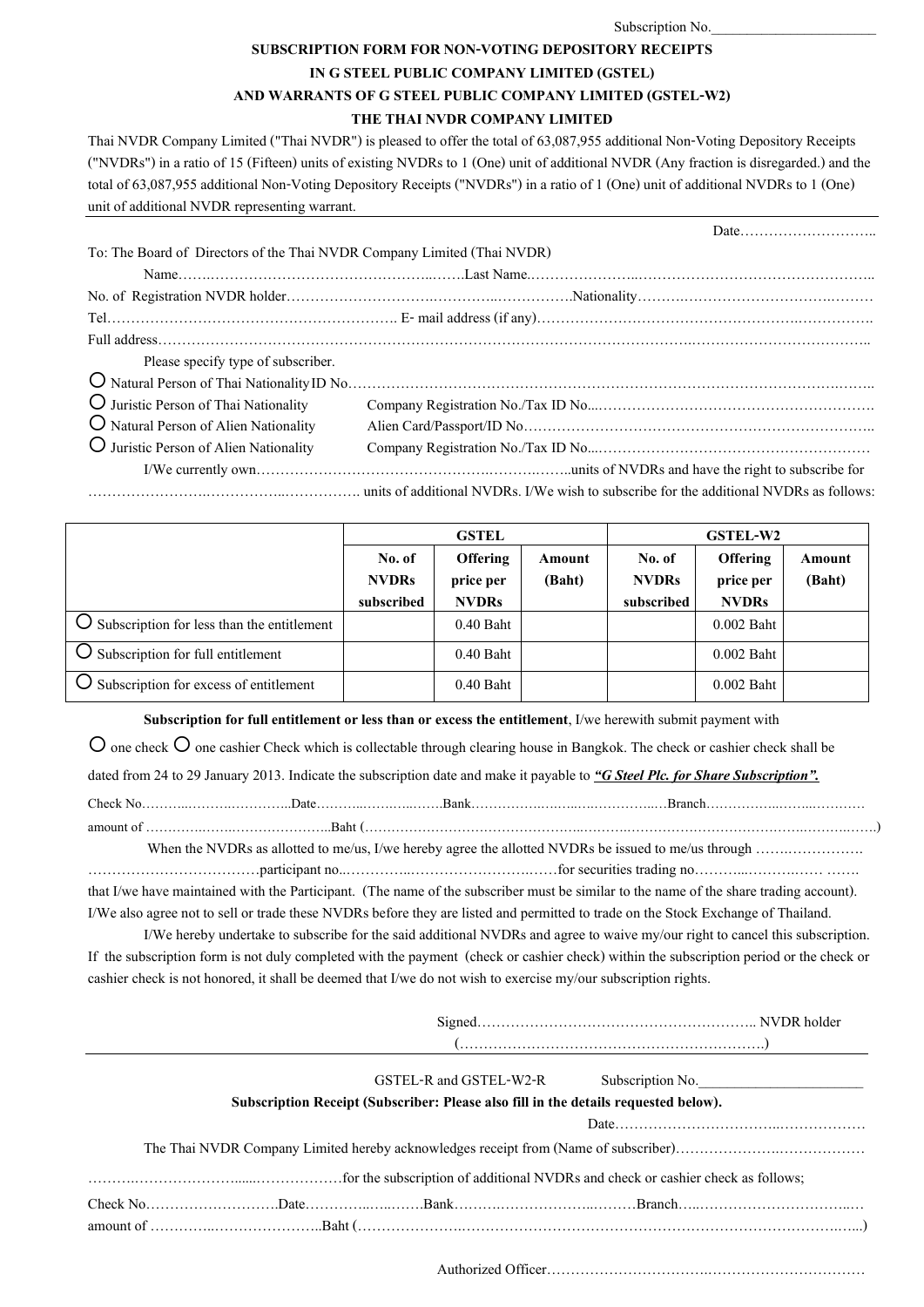Subscription No.______________________

**SUBSCRIPTION FORM FOR NON-VOTING DEPOSITORY RECEIPTS**
**IN G STEEL PUBLIC COMPANY LIMITED (GSTEL)**
**AND WARRANTS OF G STEEL PUBLIC COMPANY LIMITED (GSTEL-W2)**
**THE THAI NVDR COMPANY LIMITED**

Thai NVDR Company Limited ("Thai NVDR") is pleased to offer the total of 63,087,955 additional Non-Voting Depository Receipts ("NVDRs") in a ratio of 15 (Fifteen) units of existing NVDRs to 1 (One) unit of additional NVDR (Any fraction is disregarded.) and the total of 63,087,955 additional Non-Voting Depository Receipts ("NVDRs") in a ratio of 1 (One) unit of additional NVDRs to 1 (One) unit of additional NVDR representing warrant.

Date………………………..

To: The Board of Directors of the Thai NVDR Company Limited (Thai NVDR)

Name…………………………………………………….Last Name……………………………………………………………..

No. of Registration NVDR holder……………………………………………….Nationality………………………………………

Tel……………………………………………………. E- mail address (if any)…………………………………………………………….

Full address……………………………………………………………………………………………………………………………..

Please specify type of subscriber.

○ Natural Person of Thai Nationality ID No……………………………………………………………………………………………..

○ Juristic Person of Thai Nationality Company Registration No./Tax ID No...………………………………………………….

○ Natural Person of Alien Nationality Alien Card/Passport/ID No………………………………………………………………..

○ Juristic Person of Alien Nationality Company Registration No./Tax ID No...……………………………………………………

I/We currently own……………………………………………………..units of NVDRs and have the right to subscribe for ………………………………………………. units of additional NVDRs. I/We wish to subscribe for the additional NVDRs as follows:

| | GSTEL | | | GSTEL-W2 | | |
|---|---|---|---|---|---|---|
| | **No. of NVDRs subscribed** | **Offering price per NVDRs** | **Amount (Baht)** | **No. of NVDRs subscribed** | **Offering price per NVDRs** | **Amount (Baht)** |
| ○ Subscription for less than the entitlement | | 0.40 Baht | | | 0.002 Baht | |
| ○ Subscription for full entitlement | | 0.40 Baht | | | 0.002 Baht | |
| ○ Subscription for excess of entitlement | | 0.40 Baht | | | 0.002 Baht | |

**Subscription for full entitlement or less than or excess the entitlement**, I/we herewith submit payment with

○ one check ○ one cashier Check which is collectable through clearing house in Bangkok. The check or cashier check shall be dated from 24 to 29 January 2013. Indicate the subscription date and make it payable to ***"G Steel Plc. for Share Subscription".***

Check No…………………………..Date…………………….Bank…………………………………..Branch…………………………

amount of ………………………………..Baht (……………………………………………………………………………………………)

When the NVDRs as allotted to me/us, I/we hereby agree the allotted NVDRs be issued to me/us through ……………………. ……………………………participant no..………………………………………for securities trading no……………………… ……. that I/we have maintained with the Participant. (The name of the subscriber must be similar to the name of the share trading account). I/We also agree not to sell or trade these NVDRs before they are listed and permitted to trade on the Stock Exchange of Thailand.

I/We hereby undertake to subscribe for the said additional NVDRs and agree to waive my/our right to cancel this subscription. If the subscription form is not duly completed with the payment (check or cashier check) within the subscription period or the check or cashier check is not honored, it shall be deemed that I/we do not wish to exercise my/our subscription rights.

Signed…………………………………………………….. NVDR holder
(……………………………………………………….)

---

GSTEL-R and GSTEL-W2-R Subscription No.______________________

**Subscription Receipt (Subscriber: Please also fill in the details requested below).**

Date…………………………………………………

The Thai NVDR Company Limited hereby acknowledges receipt from (Name of subscriber)…………………………………… ……………………………………………for the subscription of additional NVDRs and check or cashier check as follows;

Check No……………………….Date…………………….Bank………………………………Branch……………………………………

amount of …………………………………..Baht (……………………………………………………………………………………………...)

Authorized Officer…………………………………………………………